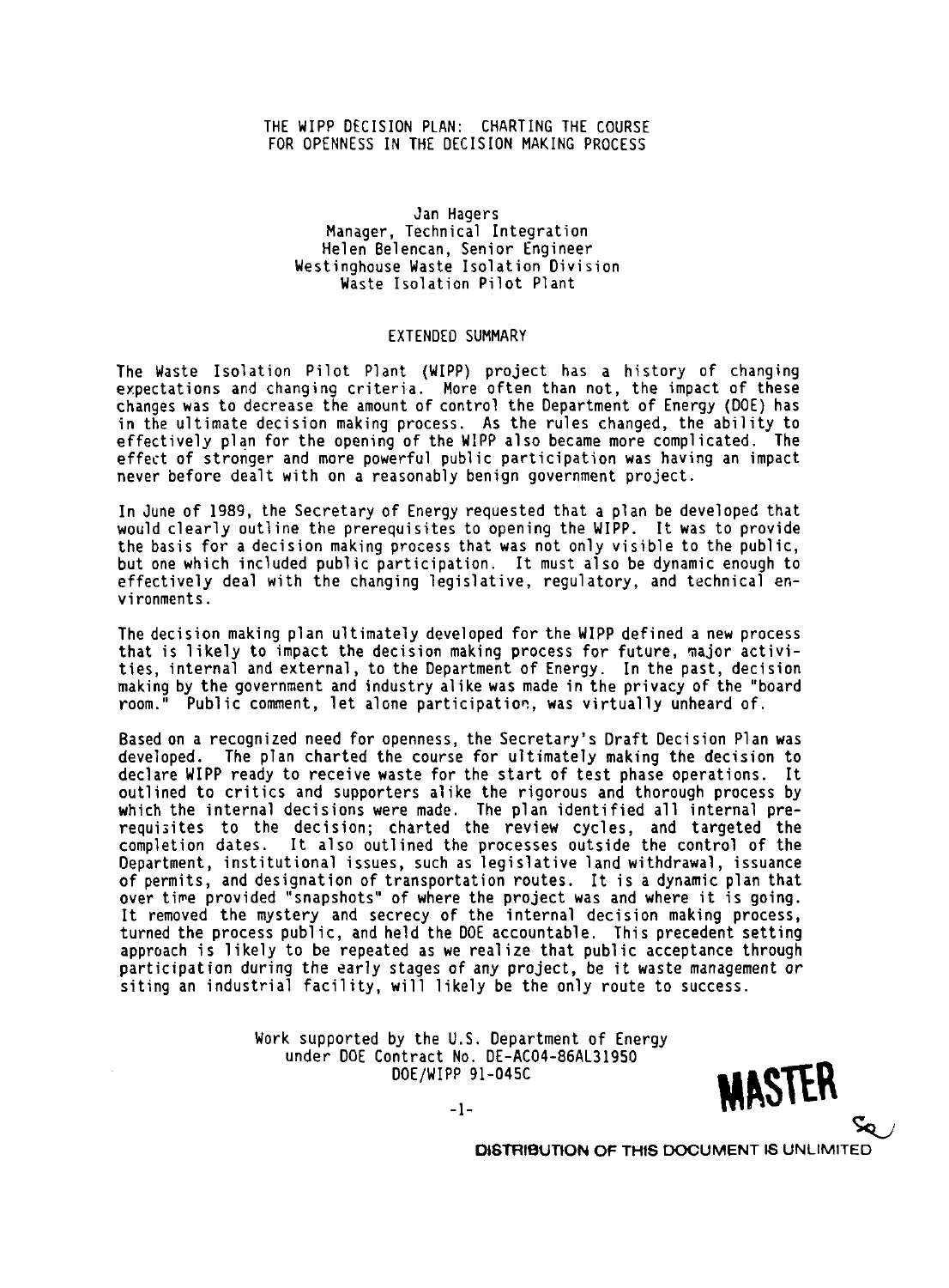# THE WIPP DECISION PLAN: CHARTING THE COURSE FOR OPENNESS IN THE DECISION MAKING PROCESS

Jan Hagers
Manager, Technical Integration
Helen Belencan, Senior Engineer
Westinghouse Waste Isolation Division
Waste Isolation Pilot Plant

## EXTENDED SUMMARY

The Waste Isolation Pilot Plant (WIPP) project has a history of changing expectations and changing criteria. More often than not, the impact of these changes was to decrease the amount of control the Department of Energy (DOE) has in the ultimate decision making process. As the rules changed, the ability to effectively plan for the opening of the WIPP also became more complicated. The effect of stronger and more powerful public participation was having an impact never before dealt with on a reasonably benign government project.

In June of 1989, the Secretary of Energy requested that a plan be developed that would clearly outline the prerequisites to opening the WIPP. It was to provide the basis for a decision making process that was not only visible to the public, but one which included public participation. It must also be dynamic enough to effectively deal with the changing legislative, regulatory, and technical environments.

The decision making plan ultimately developed for the WIPP defined a new process that is likely to impact the decision making process for future, major activities, internal and external, to the Department of Energy. In the past, decision making by the government and industry alike was made in the privacy of the "board room." Public comment, let alone participation, was virtually unheard of.

Based on a recognized need for openness, the Secretary's Draft Decision Plan was developed. The plan charted the course for ultimately making the decision to declare WIPP ready to receive waste for the start of test phase operations. It outlined to critics and supporters alike the rigorous and thorough process by which the internal decisions were made. The plan identified all internal prerequisites to the decision; charted the review cycles, and targeted the completion dates. It also outlined the processes outside the control of the Department, institutional issues, such as legislative land withdrawal, issuance of permits, and designation of transportation routes. It is a dynamic plan that over time provided "snapshots" of where the project was and where it is going. It removed the mystery and secrecy of the internal decision making process, turned the process public, and held the DOE accountable. This precedent setting approach is likely to be repeated as we realize that public acceptance through participation during the early stages of any project, be it waste management or siting an industrial facility, will likely be the only route to success.

Work supported by the U.S. Department of Energy
under DOE Contract No. DE-AC04-86AL31950
DOE/WIPP 91-045C

MASTER

DISTRIBUTION OF THIS DOCUMENT IS UNLIMITED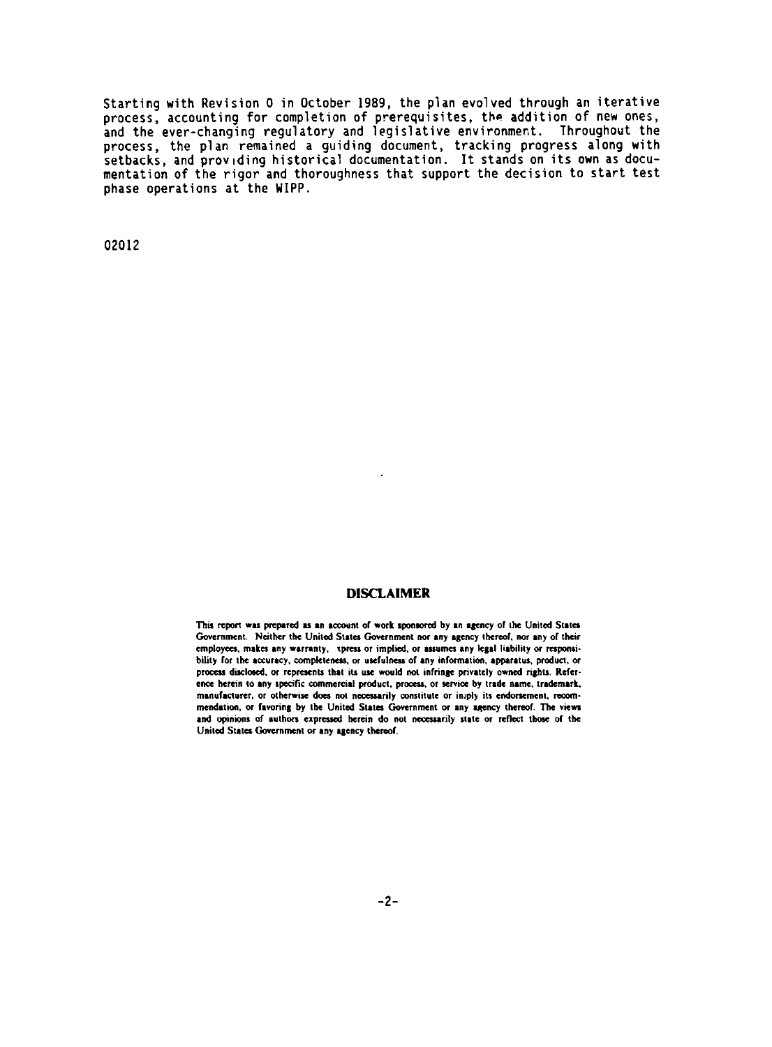Starting with Revision 0 in October 1989, the plan evolved through an iterative process, accounting for completion of prerequisites, the addition of new ones, and the ever-changing regulatory and legislative environment. Throughout the process, the plan remained a guiding document, tracking progress along with setbacks, and providing historical documentation. It stands on its own as documentation of the rigor and thoroughness that support the decision to start test phase operations at the WIPP.

02012

## DISCLAIMER

This report was prepared as an account of work sponsored by an agency of the United States Government. Neither the United States Government nor any agency thereof, nor any of their employees, makes any warranty, xpress or implied, or assumes any legal liability or responsibility for the accuracy, completeness, or usefulness of any information, apparatus, product, or process disclosed, or represents that its use would not infringe privately owned rights. Reference herein to any specific commercial product, process, or service by trade name, trademark, manufacturer, or otherwise does not necessarily constitute or imply its endorsement, recommendation, or favoring by the United States Government or any agency thereof. The views and opinions of authors expressed herein do not necessarily state or reflect those of the United States Government or any agency thereof.